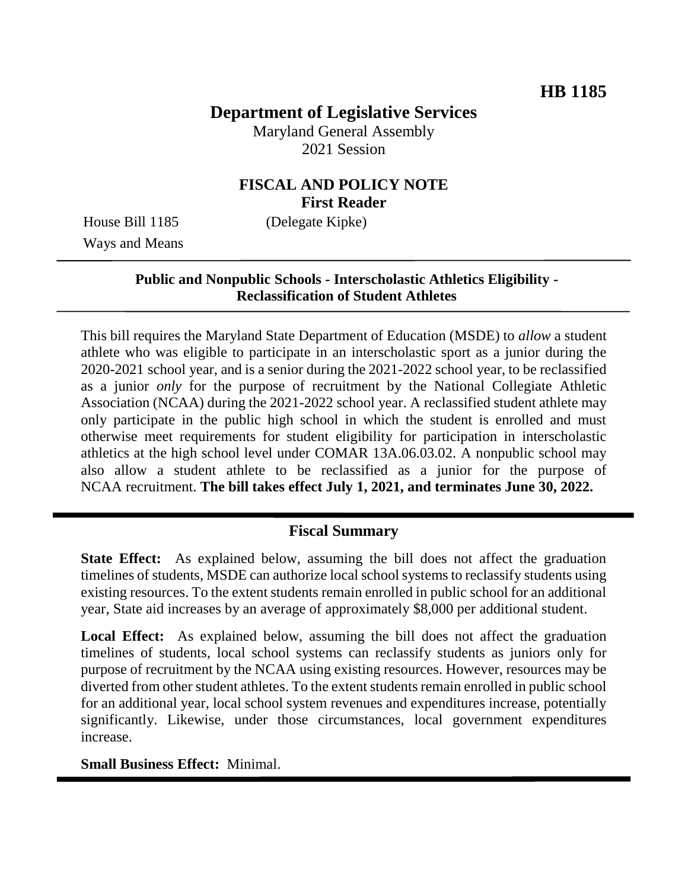**HB 1185**

# Department of Legislative Services

Maryland General Assembly
2021 Session

## FISCAL AND POLICY NOTE
**First Reader**

House Bill 1185 (Delegate Kipke)
Ways and Means

---

**Public and Nonpublic Schools - Interscholastic Athletics Eligibility - Reclassification of Student Athletes**

---

This bill requires the Maryland State Department of Education (MSDE) to *allow* a student athlete who was eligible to participate in an interscholastic sport as a junior during the 2020-2021 school year, and is a senior during the 2021-2022 school year, to be reclassified as a junior *only* for the purpose of recruitment by the National Collegiate Athletic Association (NCAA) during the 2021-2022 school year. A reclassified student athlete may only participate in the public high school in which the student is enrolled and must otherwise meet requirements for student eligibility for participation in interscholastic athletics at the high school level under COMAR 13A.06.03.02. A nonpublic school may also allow a student athlete to be reclassified as a junior for the purpose of NCAA recruitment. **The bill takes effect July 1, 2021, and terminates June 30, 2022.**

---

## Fiscal Summary

**State Effect:** As explained below, assuming the bill does not affect the graduation timelines of students, MSDE can authorize local school systems to reclassify students using existing resources. To the extent students remain enrolled in public school for an additional year, State aid increases by an average of approximately $8,000 per additional student.

**Local Effect:** As explained below, assuming the bill does not affect the graduation timelines of students, local school systems can reclassify students as juniors only for purpose of recruitment by the NCAA using existing resources. However, resources may be diverted from other student athletes. To the extent students remain enrolled in public school for an additional year, local school system revenues and expenditures increase, potentially significantly. Likewise, under those circumstances, local government expenditures increase.

**Small Business Effect:** Minimal.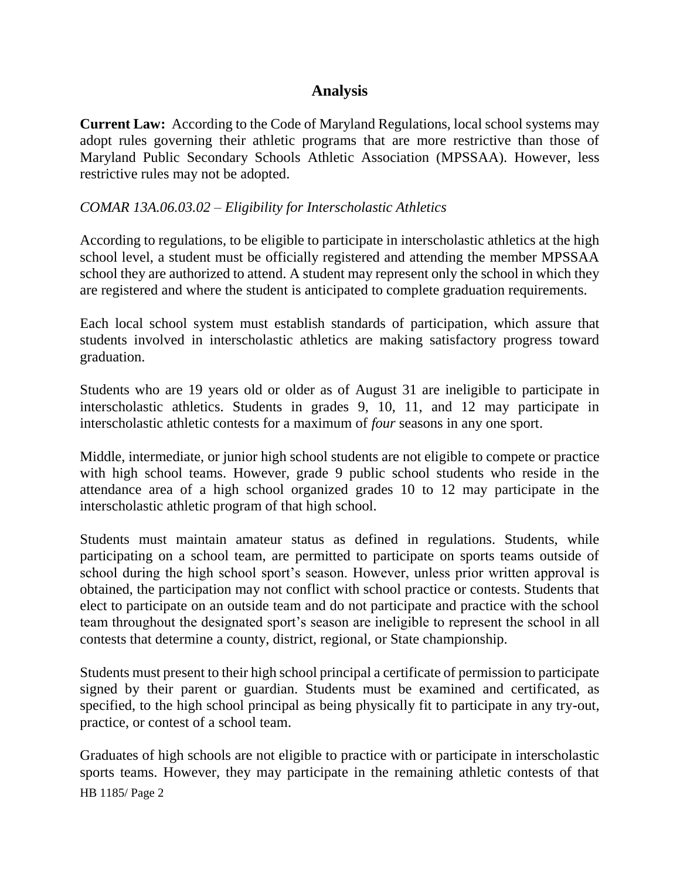## Analysis

**Current Law:** According to the Code of Maryland Regulations, local school systems may adopt rules governing their athletic programs that are more restrictive than those of Maryland Public Secondary Schools Athletic Association (MPSSAA). However, less restrictive rules may not be adopted.

*COMAR 13A.06.03.02 – Eligibility for Interscholastic Athletics*

According to regulations, to be eligible to participate in interscholastic athletics at the high school level, a student must be officially registered and attending the member MPSSAA school they are authorized to attend. A student may represent only the school in which they are registered and where the student is anticipated to complete graduation requirements.

Each local school system must establish standards of participation, which assure that students involved in interscholastic athletics are making satisfactory progress toward graduation.

Students who are 19 years old or older as of August 31 are ineligible to participate in interscholastic athletics. Students in grades 9, 10, 11, and 12 may participate in interscholastic athletic contests for a maximum of *four* seasons in any one sport.

Middle, intermediate, or junior high school students are not eligible to compete or practice with high school teams. However, grade 9 public school students who reside in the attendance area of a high school organized grades 10 to 12 may participate in the interscholastic athletic program of that high school.

Students must maintain amateur status as defined in regulations. Students, while participating on a school team, are permitted to participate on sports teams outside of school during the high school sport's season. However, unless prior written approval is obtained, the participation may not conflict with school practice or contests. Students that elect to participate on an outside team and do not participate and practice with the school team throughout the designated sport's season are ineligible to represent the school in all contests that determine a county, district, regional, or State championship.

Students must present to their high school principal a certificate of permission to participate signed by their parent or guardian. Students must be examined and certificated, as specified, to the high school principal as being physically fit to participate in any try-out, practice, or contest of a school team.

Graduates of high schools are not eligible to practice with or participate in interscholastic sports teams. However, they may participate in the remaining athletic contests of that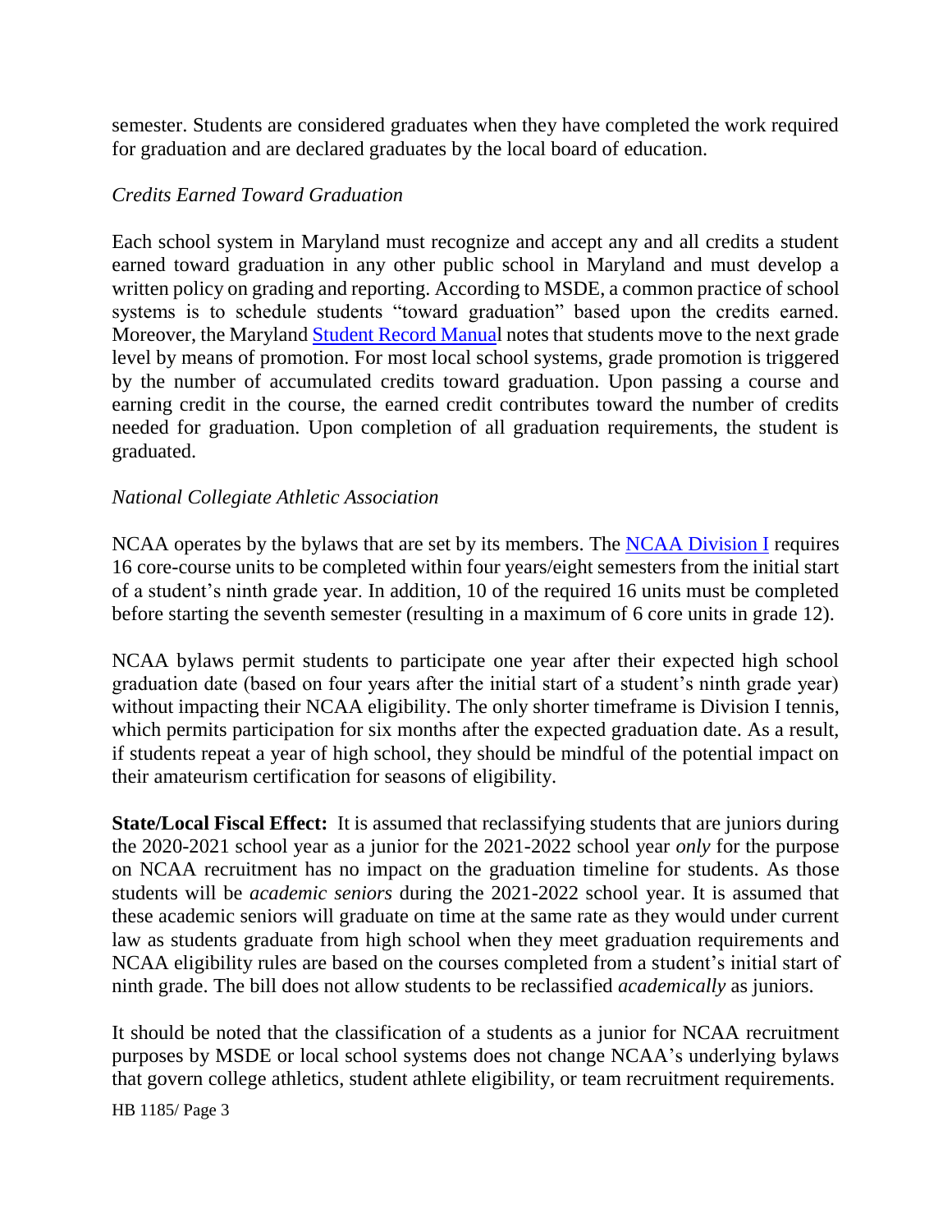semester. Students are considered graduates when they have completed the work required for graduation and are declared graduates by the local board of education.

*Credits Earned Toward Graduation*

Each school system in Maryland must recognize and accept any and all credits a student earned toward graduation in any other public school in Maryland and must develop a written policy on grading and reporting. According to MSDE, a common practice of school systems is to schedule students "toward graduation" based upon the credits earned. Moreover, the Maryland Student Record Manual notes that students move to the next grade level by means of promotion. For most local school systems, grade promotion is triggered by the number of accumulated credits toward graduation. Upon passing a course and earning credit in the course, the earned credit contributes toward the number of credits needed for graduation. Upon completion of all graduation requirements, the student is graduated.

*National Collegiate Athletic Association*

NCAA operates by the bylaws that are set by its members. The NCAA Division I requires 16 core-course units to be completed within four years/eight semesters from the initial start of a student's ninth grade year. In addition, 10 of the required 16 units must be completed before starting the seventh semester (resulting in a maximum of 6 core units in grade 12).

NCAA bylaws permit students to participate one year after their expected high school graduation date (based on four years after the initial start of a student's ninth grade year) without impacting their NCAA eligibility. The only shorter timeframe is Division I tennis, which permits participation for six months after the expected graduation date. As a result, if students repeat a year of high school, they should be mindful of the potential impact on their amateurism certification for seasons of eligibility.

**State/Local Fiscal Effect:** It is assumed that reclassifying students that are juniors during the 2020-2021 school year as a junior for the 2021-2022 school year *only* for the purpose on NCAA recruitment has no impact on the graduation timeline for students. As those students will be *academic seniors* during the 2021-2022 school year. It is assumed that these academic seniors will graduate on time at the same rate as they would under current law as students graduate from high school when they meet graduation requirements and NCAA eligibility rules are based on the courses completed from a student's initial start of ninth grade. The bill does not allow students to be reclassified *academically* as juniors.

It should be noted that the classification of a students as a junior for NCAA recruitment purposes by MSDE or local school systems does not change NCAA's underlying bylaws that govern college athletics, student athlete eligibility, or team recruitment requirements.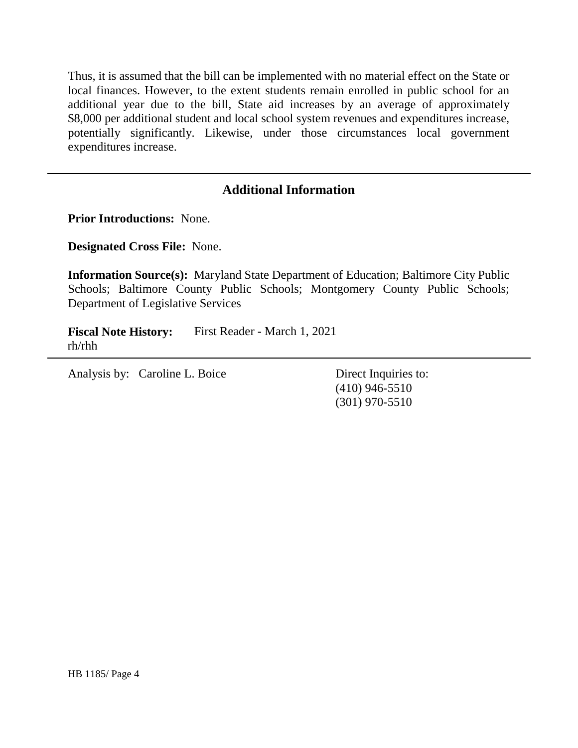Thus, it is assumed that the bill can be implemented with no material effect on the State or local finances. However, to the extent students remain enrolled in public school for an additional year due to the bill, State aid increases by an average of approximately $8,000 per additional student and local school system revenues and expenditures increase, potentially significantly. Likewise, under those circumstances local government expenditures increase.

## Additional Information

**Prior Introductions:** None.

**Designated Cross File:** None.

**Information Source(s):** Maryland State Department of Education; Baltimore City Public Schools; Baltimore County Public Schools; Montgomery County Public Schools; Department of Legislative Services

**Fiscal Note History:** First Reader - March 1, 2021
rh/rhh

Analysis by: Caroline L. Boice

Direct Inquiries to:
(410) 946-5510
(301) 970-5510